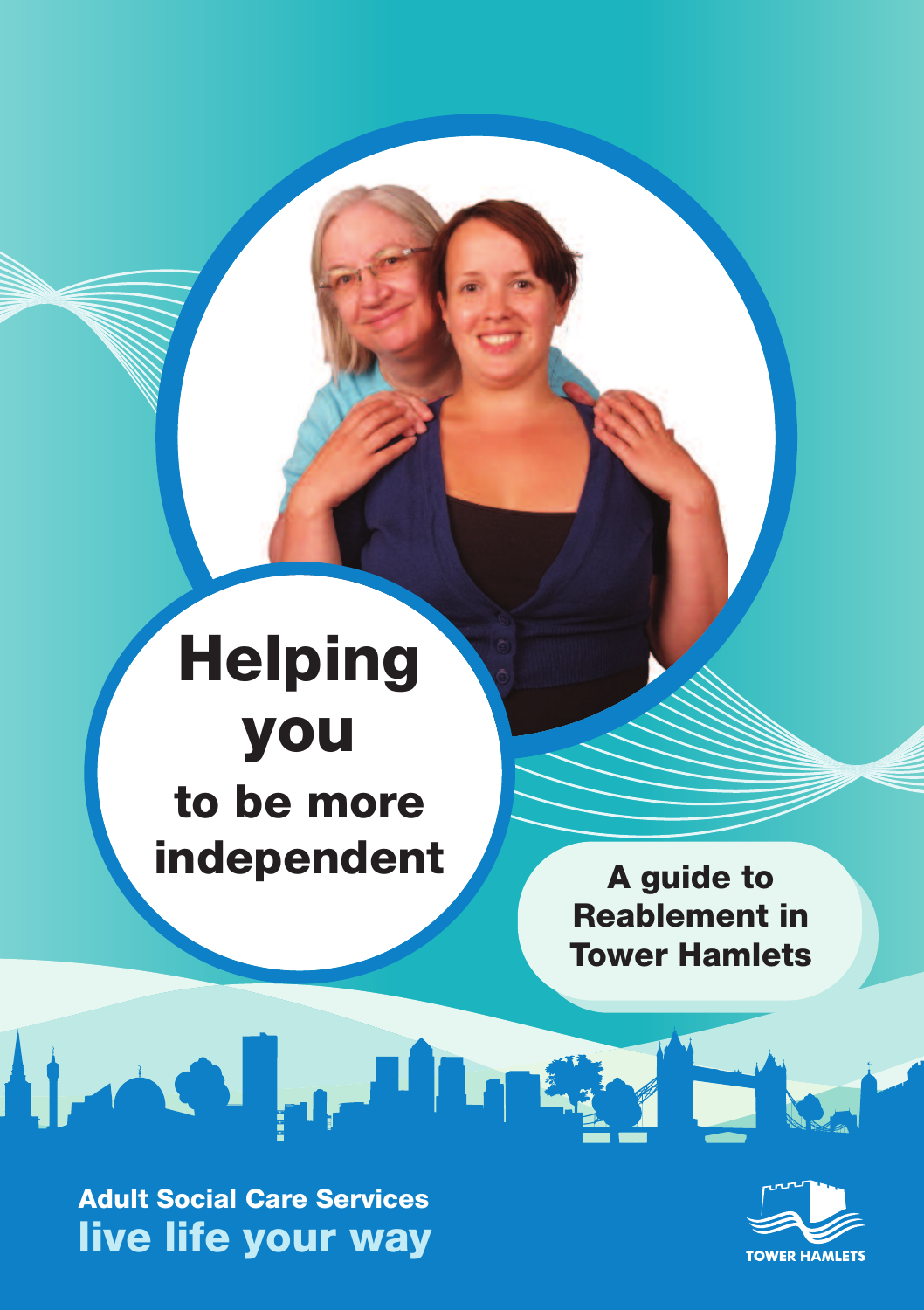# Helping you to be more independent

## A guide to Reablement in Tower Hamlets

**Adult Social Care Services**

**live life your way**

TOWER HAMLETS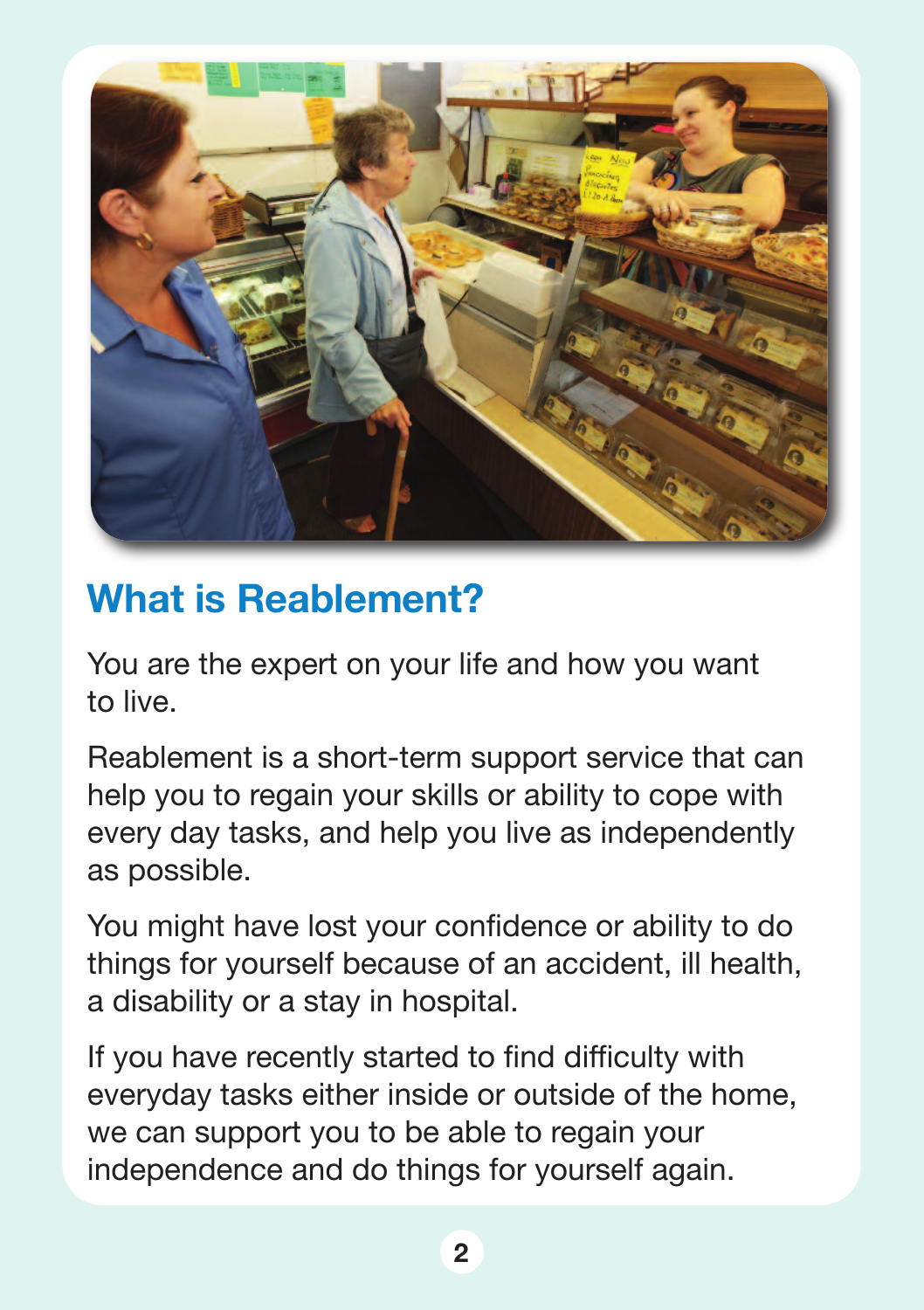## What is Reablement?

You are the expert on your life and how you want to live.

Reablement is a short-term support service that can help you to regain your skills or ability to cope with every day tasks, and help you live as independently as possible.

You might have lost your confidence or ability to do things for yourself because of an accident, ill health, a disability or a stay in hospital.

If you have recently started to find difficulty with everyday tasks either inside or outside of the home, we can support you to be able to regain your independence and do things for yourself again.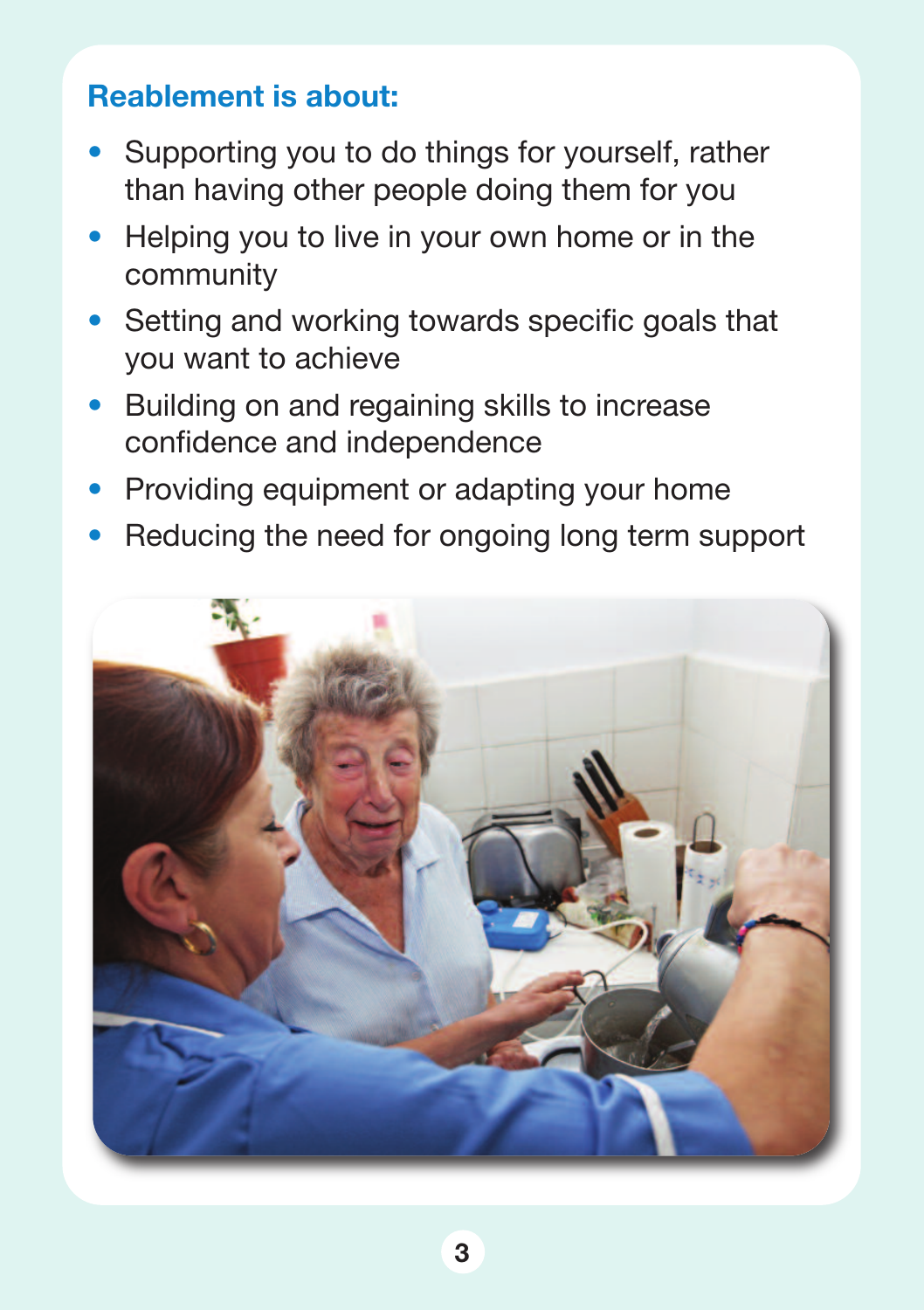## Reablement is about:

- Supporting you to do things for yourself, rather than having other people doing them for you
- Helping you to live in your own home or in the community
- Setting and working towards specific goals that you want to achieve
- Building on and regaining skills to increase confidence and independence
- Providing equipment or adapting your home
- Reducing the need for ongoing long term support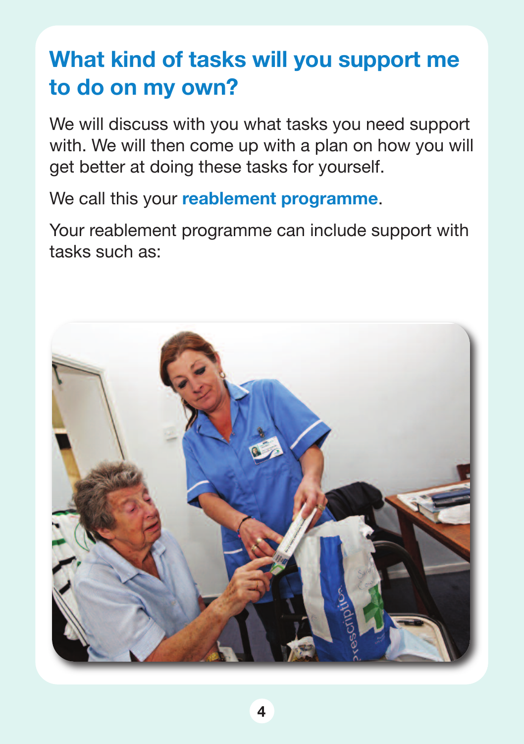## What kind of tasks will you support me to do on my own?

We will discuss with you what tasks you need support with. We will then come up with a plan on how you will get better at doing these tasks for yourself.

We call this your **reablement programme**.

Your reablement programme can include support with tasks such as: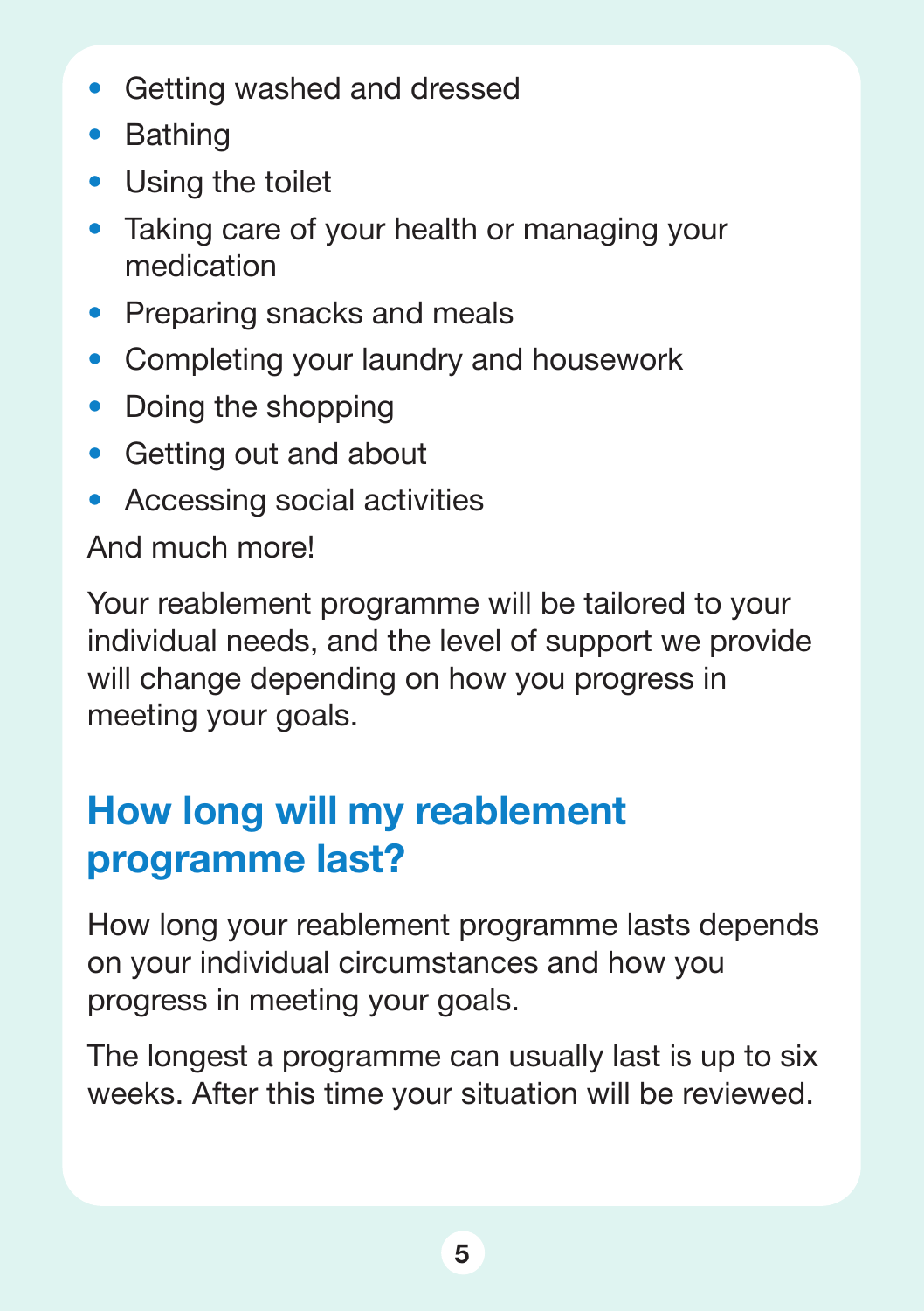- Getting washed and dressed
- Bathing
- Using the toilet
- Taking care of your health or managing your medication
- Preparing snacks and meals
- Completing your laundry and housework
- Doing the shopping
- Getting out and about
- Accessing social activities

And much more!

Your reablement programme will be tailored to your individual needs, and the level of support we provide will change depending on how you progress in meeting your goals.

## How long will my reablement programme last?

How long your reablement programme lasts depends on your individual circumstances and how you progress in meeting your goals.

The longest a programme can usually last is up to six weeks. After this time your situation will be reviewed.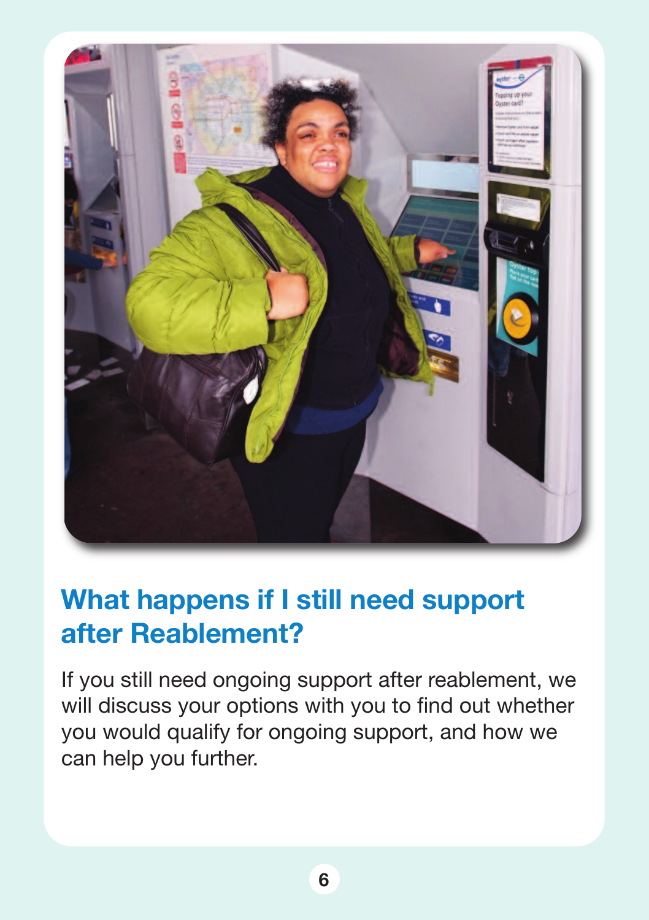## What happens if I still need support after Reablement?

If you still need ongoing support after reablement, we will discuss your options with you to find out whether you would qualify for ongoing support, and how we can help you further.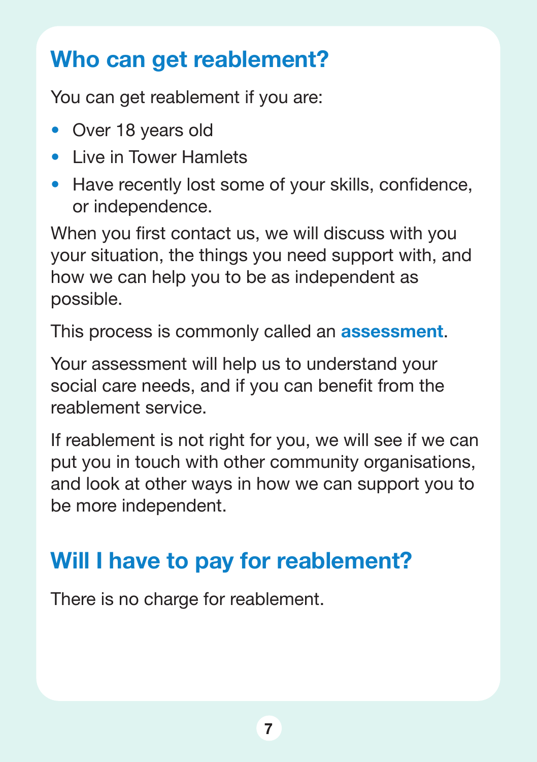## Who can get reablement?

You can get reablement if you are:

- Over 18 years old
- Live in Tower Hamlets
- Have recently lost some of your skills, confidence, or independence.

When you first contact us, we will discuss with you your situation, the things you need support with, and how we can help you to be as independent as possible.

This process is commonly called an **assessment**.

Your assessment will help us to understand your social care needs, and if you can benefit from the reablement service.

If reablement is not right for you, we will see if we can put you in touch with other community organisations, and look at other ways in how we can support you to be more independent.

## Will I have to pay for reablement?

There is no charge for reablement.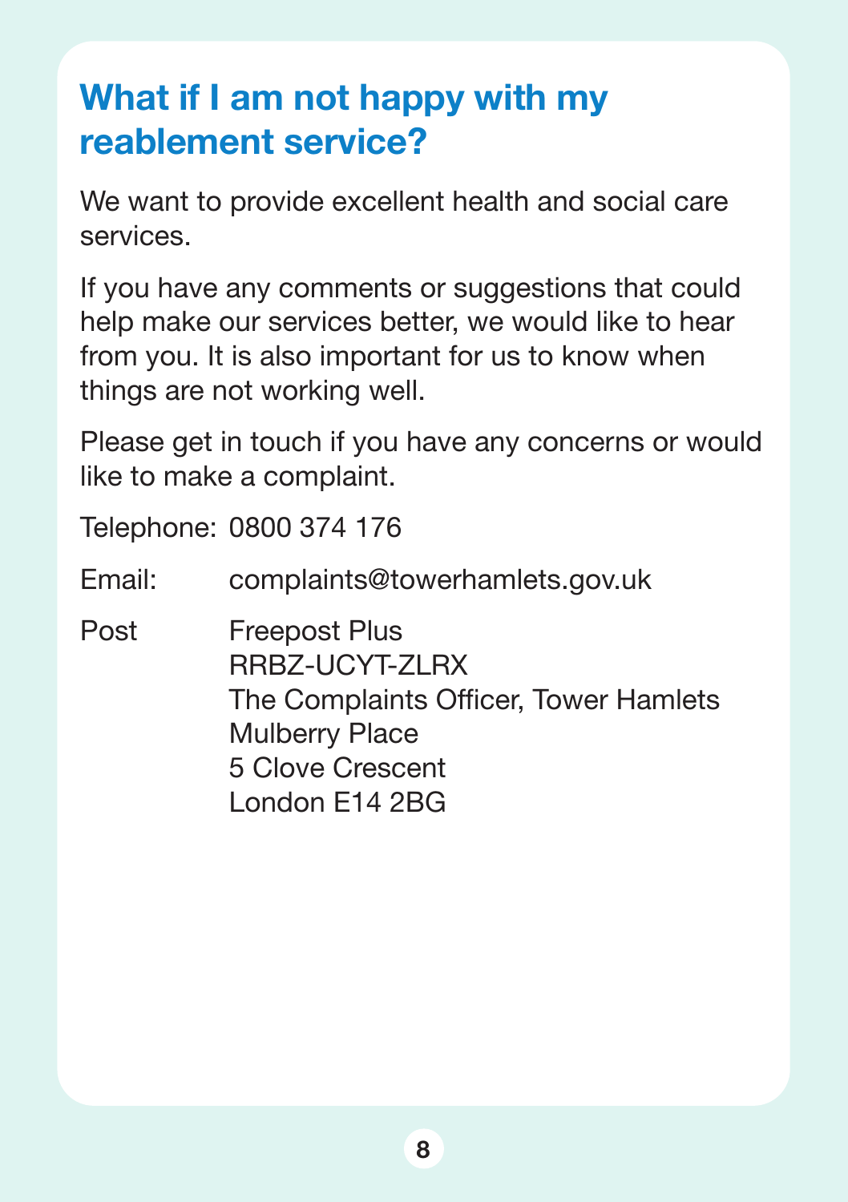## What if I am not happy with my reablement service?

We want to provide excellent health and social care services.

If you have any comments or suggestions that could help make our services better, we would like to hear from you. It is also important for us to know when things are not working well.

Please get in touch if you have any concerns or would like to make a complaint.

Telephone: 0800 374 176

Email: complaints@towerhamlets.gov.uk

Post  
Freepost Plus  
RRBZ-UCYT-ZLRX  
The Complaints Officer, Tower Hamlets  
Mulberry Place  
5 Clove Crescent  
London E14 2BG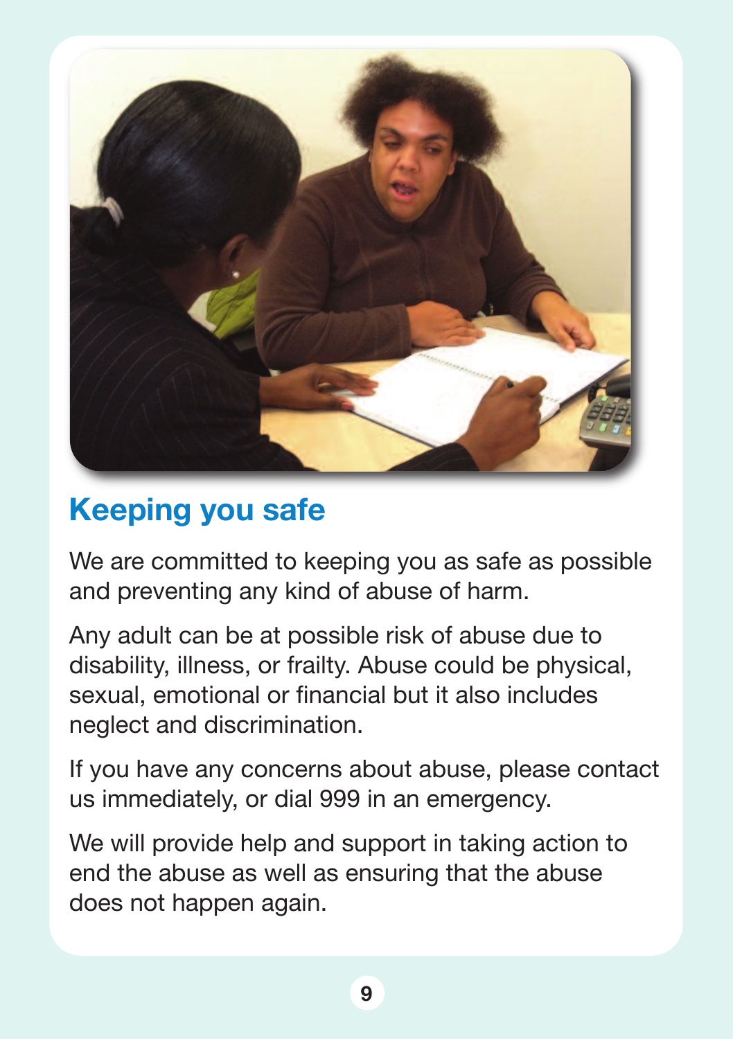## Keeping you safe

We are committed to keeping you as safe as possible and preventing any kind of abuse of harm.

Any adult can be at possible risk of abuse due to disability, illness, or frailty. Abuse could be physical, sexual, emotional or financial but it also includes neglect and discrimination.

If you have any concerns about abuse, please contact us immediately, or dial 999 in an emergency.

We will provide help and support in taking action to end the abuse as well as ensuring that the abuse does not happen again.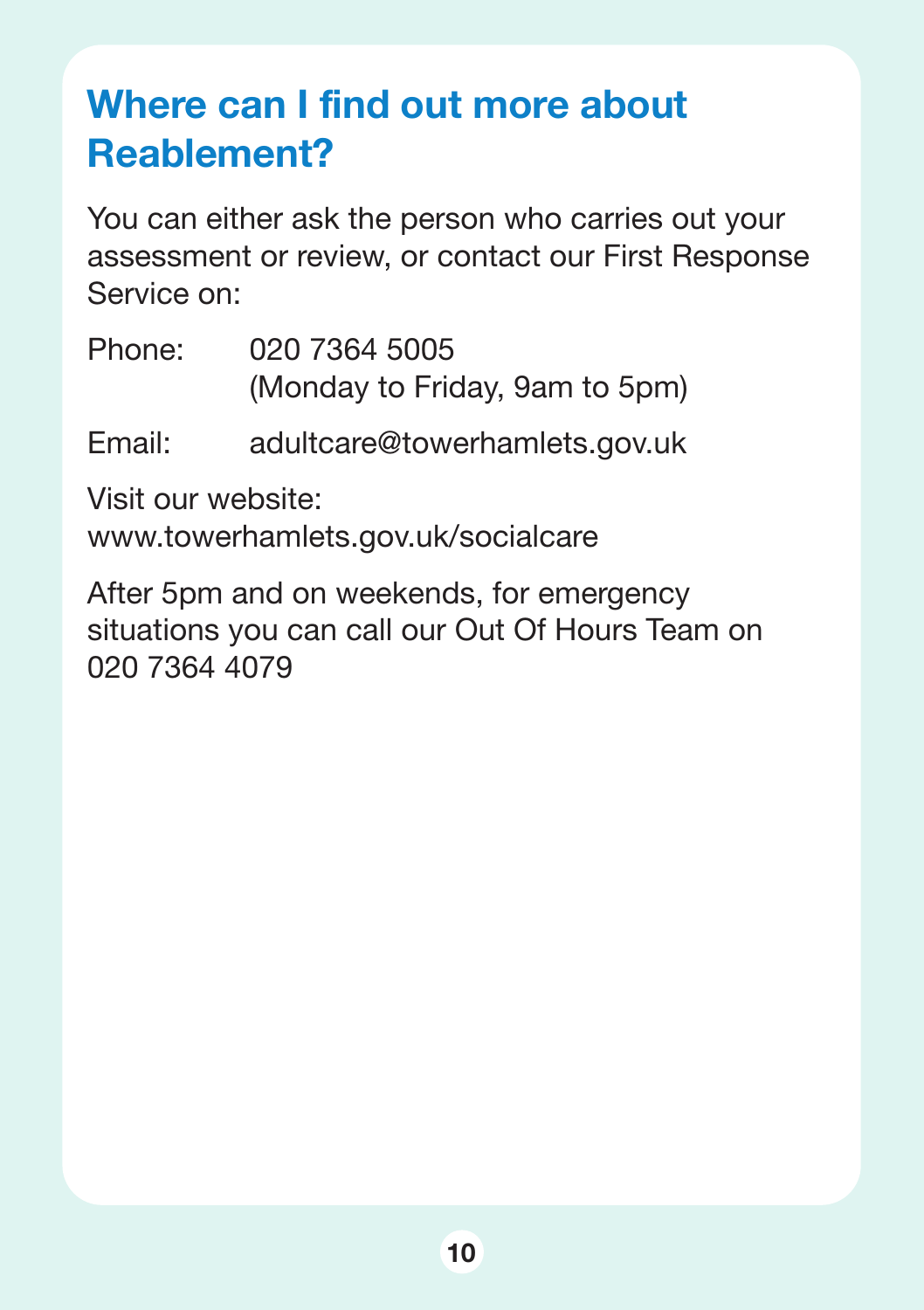## Where can I find out more about Reablement?

You can either ask the person who carries out your assessment or review, or contact our First Response Service on:

Phone: 020 7364 5005
(Monday to Friday, 9am to 5pm)

Email: adultcare@towerhamlets.gov.uk

Visit our website:
www.towerhamlets.gov.uk/socialcare

After 5pm and on weekends, for emergency situations you can call our Out Of Hours Team on 020 7364 4079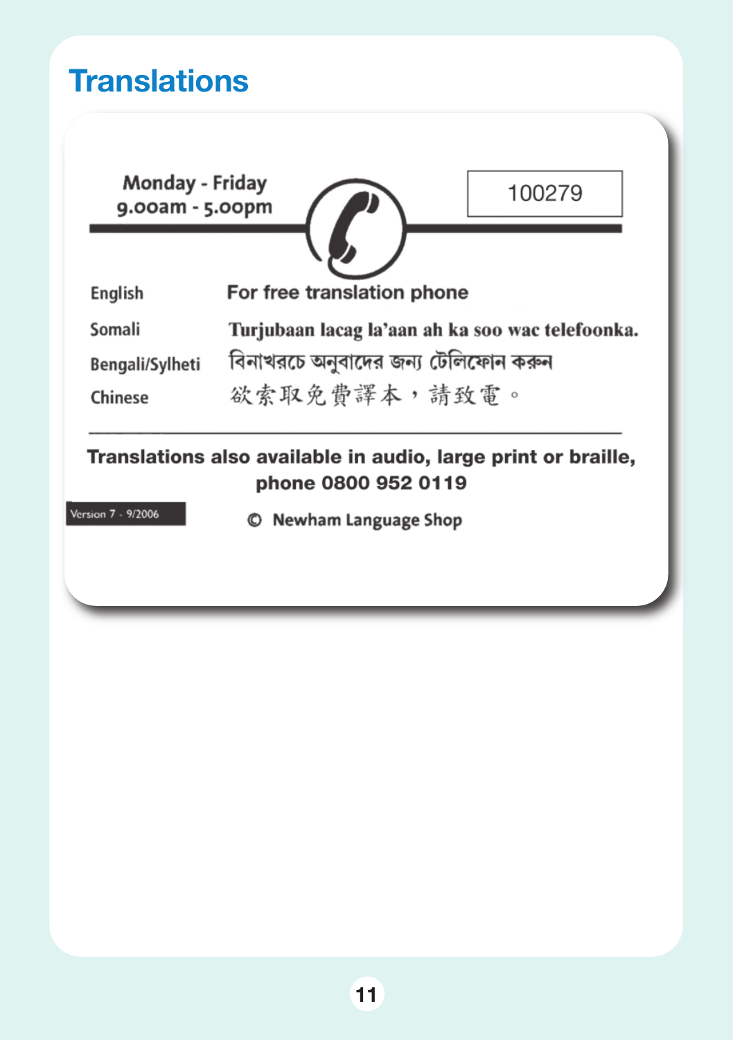# Translations

Monday - Friday
9.00am - 5.00pm

100279

| | |
|---|---|
| English | For free translation phone |
| Somali | Turjubaan lacag la'aan ah ka soo wac telefoonka. |
| Bengali/Sylheti | বিনাখরচে অনুবাদের জন্য টেলিফোন করুন |
| Chinese | 欲索取免費譯本，請致電。 |

**Translations also available in audio, large print or braille, phone 0800 952 0119**

Version 7 - 9/2006

© Newham Language Shop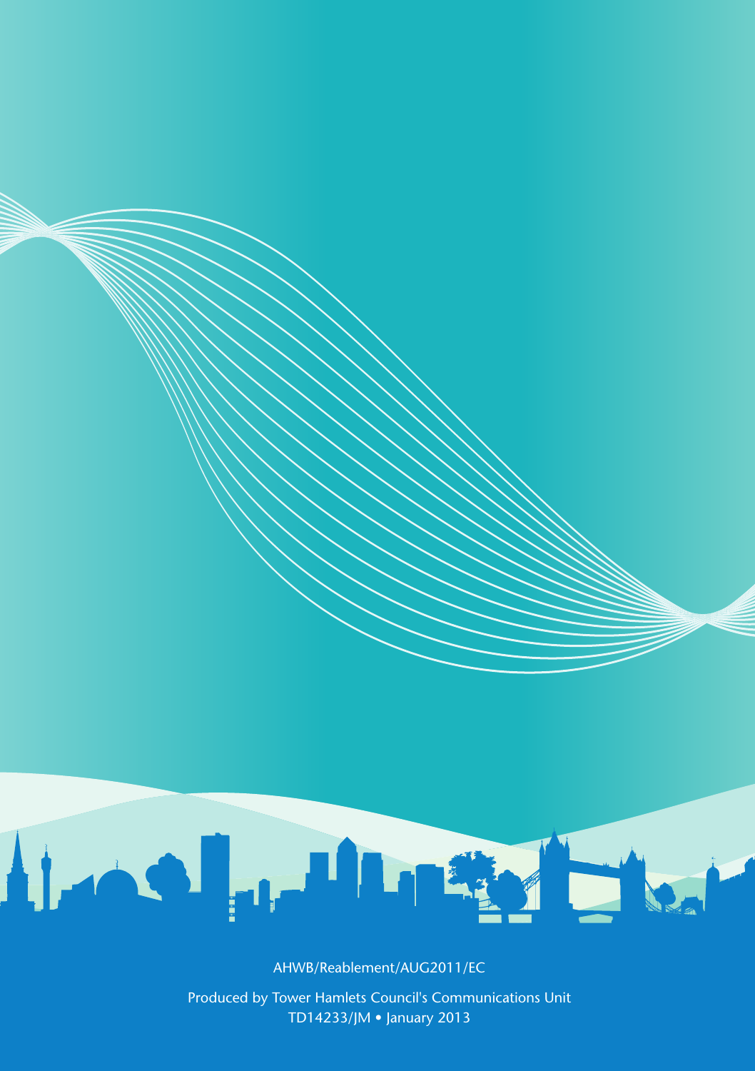AHWB/Reablement/AUG2011/EC

Produced by Tower Hamlets Council's Communications Unit
TD14233/JM • January 2013